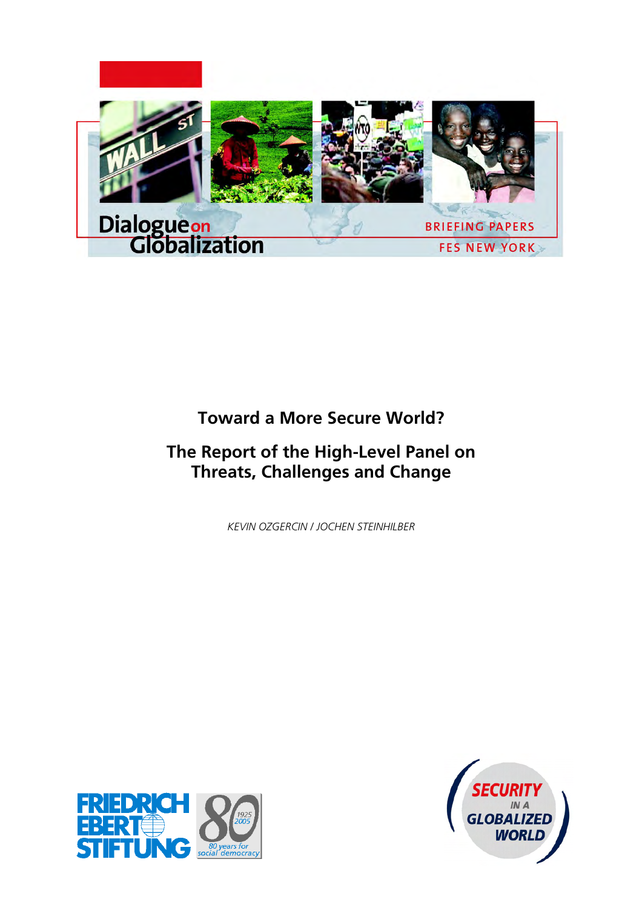Dialogue on Globalization

BRIEFING PAPERS

FES NEW YORK

# Toward a More Secure World?

## The Report of the High-Level Panel on Threats, Challenges and Change

*KEVIN OZGERCIN / JOCHEN STEINHILBER*

FRIEDRICH EBERT STIFTUNG

80 — 1925 2005 — 80 years for social democracy

SECURITY IN A GLOBALIZED WORLD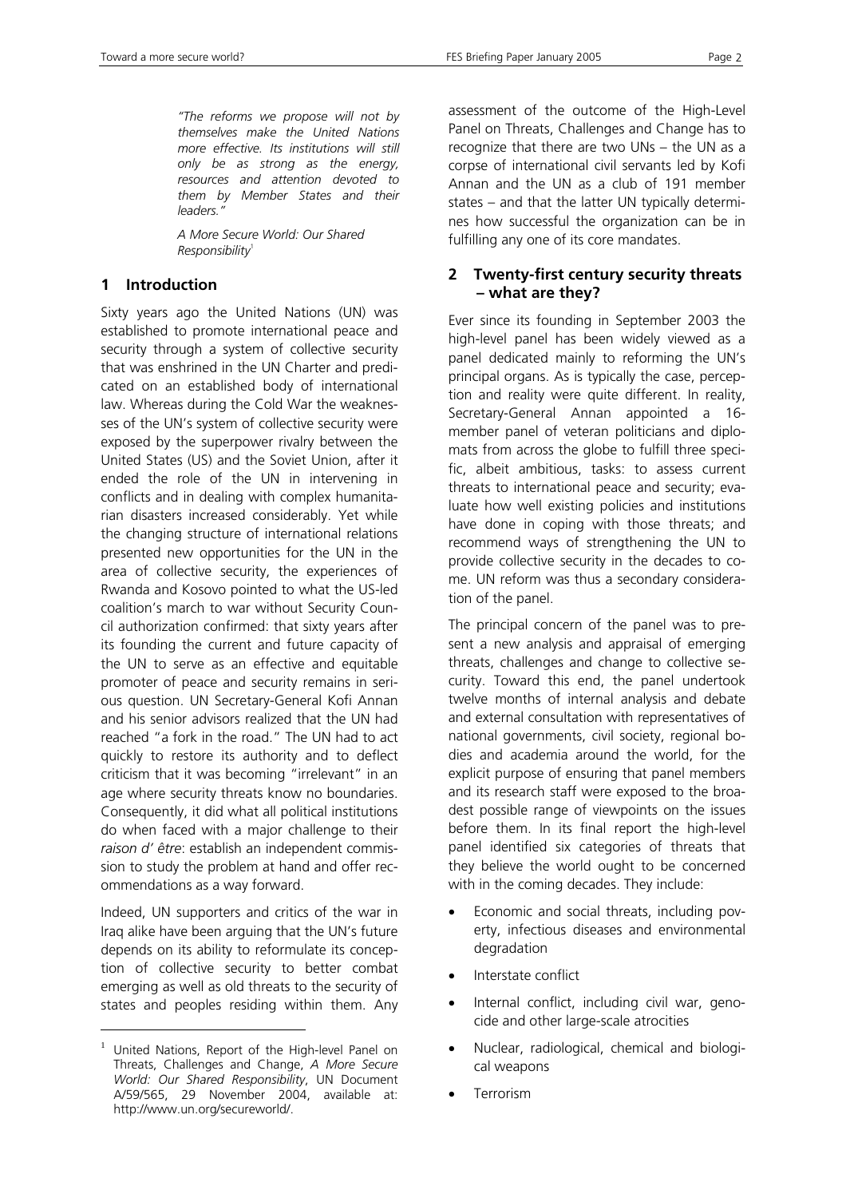> *"The reforms we propose will not by themselves make the United Nations more effective. Its institutions will still only be as strong as the energy, resources and attention devoted to them by Member States and their leaders."*
>
> *A More Secure World: Our Shared Responsibility*[1]

## 1 Introduction

Sixty years ago the United Nations (UN) was established to promote international peace and security through a system of collective security that was enshrined in the UN Charter and predicated on an established body of international law. Whereas during the Cold War the weaknesses of the UN's system of collective security were exposed by the superpower rivalry between the United States (US) and the Soviet Union, after it ended the role of the UN in intervening in conflicts and in dealing with complex humanitarian disasters increased considerably. Yet while the changing structure of international relations presented new opportunities for the UN in the area of collective security, the experiences of Rwanda and Kosovo pointed to what the US-led coalition's march to war without Security Council authorization confirmed: that sixty years after its founding the current and future capacity of the UN to serve as an effective and equitable promoter of peace and security remains in serious question. UN Secretary-General Kofi Annan and his senior advisors realized that the UN had reached "a fork in the road." The UN had to act quickly to restore its authority and to deflect criticism that it was becoming "irrelevant" in an age where security threats know no boundaries. Consequently, it did what all political institutions do when faced with a major challenge to their *raison d' être*: establish an independent commission to study the problem at hand and offer recommendations as a way forward.

Indeed, UN supporters and critics of the war in Iraq alike have been arguing that the UN's future depends on its ability to reformulate its conception of collective security to better combat emerging as well as old threats to the security of states and peoples residing within them. Any assessment of the outcome of the High-Level Panel on Threats, Challenges and Change has to recognize that there are two UNs – the UN as a corpse of international civil servants led by Kofi Annan and the UN as a club of 191 member states – and that the latter UN typically determines how successful the organization can be in fulfilling any one of its core mandates.

## 2 Twenty-first century security threats – what are they?

Ever since its founding in September 2003 the high-level panel has been widely viewed as a panel dedicated mainly to reforming the UN's principal organs. As is typically the case, perception and reality were quite different. In reality, Secretary-General Annan appointed a 16-member panel of veteran politicians and diplomats from across the globe to fulfill three specific, albeit ambitious, tasks: to assess current threats to international peace and security; evaluate how well existing policies and institutions have done in coping with those threats; and recommend ways of strengthening the UN to provide collective security in the decades to come. UN reform was thus a secondary consideration of the panel.

The principal concern of the panel was to present a new analysis and appraisal of emerging threats, challenges and change to collective security. Toward this end, the panel undertook twelve months of internal analysis and debate and external consultation with representatives of national governments, civil society, regional bodies and academia around the world, for the explicit purpose of ensuring that panel members and its research staff were exposed to the broadest possible range of viewpoints on the issues before them. In its final report the high-level panel identified six categories of threats that they believe the world ought to be concerned with in the coming decades. They include:

- Economic and social threats, including poverty, infectious diseases and environmental degradation
- Interstate conflict
- Internal conflict, including civil war, genocide and other large-scale atrocities
- Nuclear, radiological, chemical and biological weapons
- Terrorism

---

[1] United Nations, Report of the High-level Panel on Threats, Challenges and Change, *A More Secure World: Our Shared Responsibility*, UN Document A/59/565, 29 November 2004, available at: http://www.un.org/secureworld/.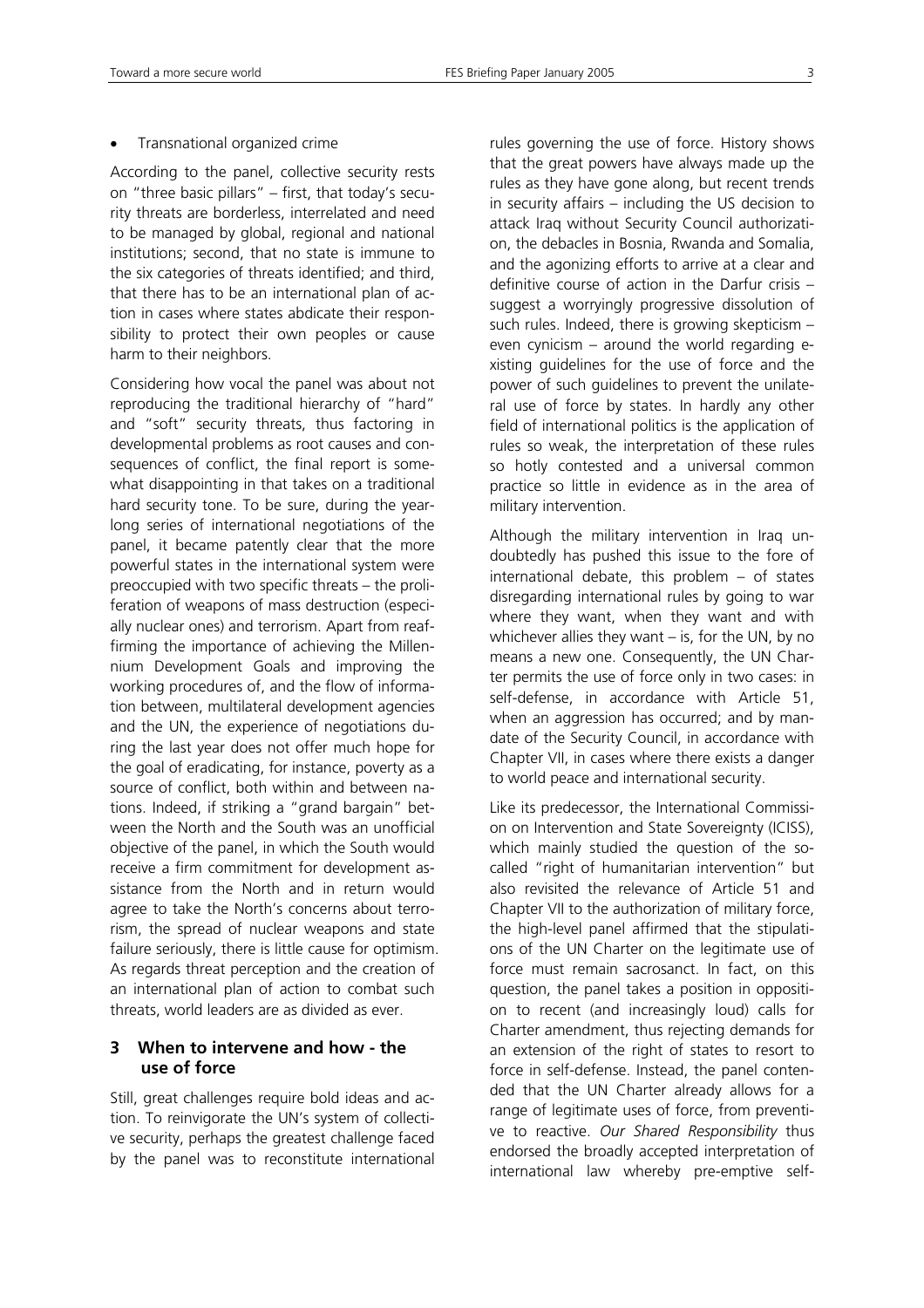- Transnational organized crime

According to the panel, collective security rests on "three basic pillars" – first, that today's security threats are borderless, interrelated and need to be managed by global, regional and national institutions; second, that no state is immune to the six categories of threats identified; and third, that there has to be an international plan of action in cases where states abdicate their responsibility to protect their own peoples or cause harm to their neighbors.

Considering how vocal the panel was about not reproducing the traditional hierarchy of "hard" and "soft" security threats, thus factoring in developmental problems as root causes and consequences of conflict, the final report is somewhat disappointing in that takes on a traditional hard security tone. To be sure, during the year-long series of international negotiations of the panel, it became patently clear that the more powerful states in the international system were preoccupied with two specific threats – the proliferation of weapons of mass destruction (especially nuclear ones) and terrorism. Apart from reaffirming the importance of achieving the Millennium Development Goals and improving the working procedures of, and the flow of information between, multilateral development agencies and the UN, the experience of negotiations during the last year does not offer much hope for the goal of eradicating, for instance, poverty as a source of conflict, both within and between nations. Indeed, if striking a "grand bargain" between the North and the South was an unofficial objective of the panel, in which the South would receive a firm commitment for development assistance from the North and in return would agree to take the North's concerns about terrorism, the spread of nuclear weapons and state failure seriously, there is little cause for optimism. As regards threat perception and the creation of an international plan of action to combat such threats, world leaders are as divided as ever.

## 3 When to intervene and how - the use of force

Still, great challenges require bold ideas and action. To reinvigorate the UN's system of collective security, perhaps the greatest challenge faced by the panel was to reconstitute international rules governing the use of force. History shows that the great powers have always made up the rules as they have gone along, but recent trends in security affairs – including the US decision to attack Iraq without Security Council authorization, the debacles in Bosnia, Rwanda and Somalia, and the agonizing efforts to arrive at a clear and definitive course of action in the Darfur crisis – suggest a worryingly progressive dissolution of such rules. Indeed, there is growing skepticism – even cynicism – around the world regarding existing guidelines for the use of force and the power of such guidelines to prevent the unilateral use of force by states. In hardly any other field of international politics is the application of rules so weak, the interpretation of these rules so hotly contested and a universal common practice so little in evidence as in the area of military intervention.

Although the military intervention in Iraq undoubtedly has pushed this issue to the fore of international debate, this problem – of states disregarding international rules by going to war where they want, when they want and with whichever allies they want – is, for the UN, by no means a new one. Consequently, the UN Charter permits the use of force only in two cases: in self-defense, in accordance with Article 51, when an aggression has occurred; and by mandate of the Security Council, in accordance with Chapter VII, in cases where there exists a danger to world peace and international security.

Like its predecessor, the International Commission on Intervention and State Sovereignty (ICISS), which mainly studied the question of the so-called "right of humanitarian intervention" but also revisited the relevance of Article 51 and Chapter VII to the authorization of military force, the high-level panel affirmed that the stipulations of the UN Charter on the legitimate use of force must remain sacrosanct. In fact, on this question, the panel takes a position in opposition to recent (and increasingly loud) calls for Charter amendment, thus rejecting demands for an extension of the right of states to resort to force in self-defense. Instead, the panel contended that the UN Charter already allows for a range of legitimate uses of force, from preventive to reactive. *Our Shared Responsibility* thus endorsed the broadly accepted interpretation of international law whereby pre-emptive self-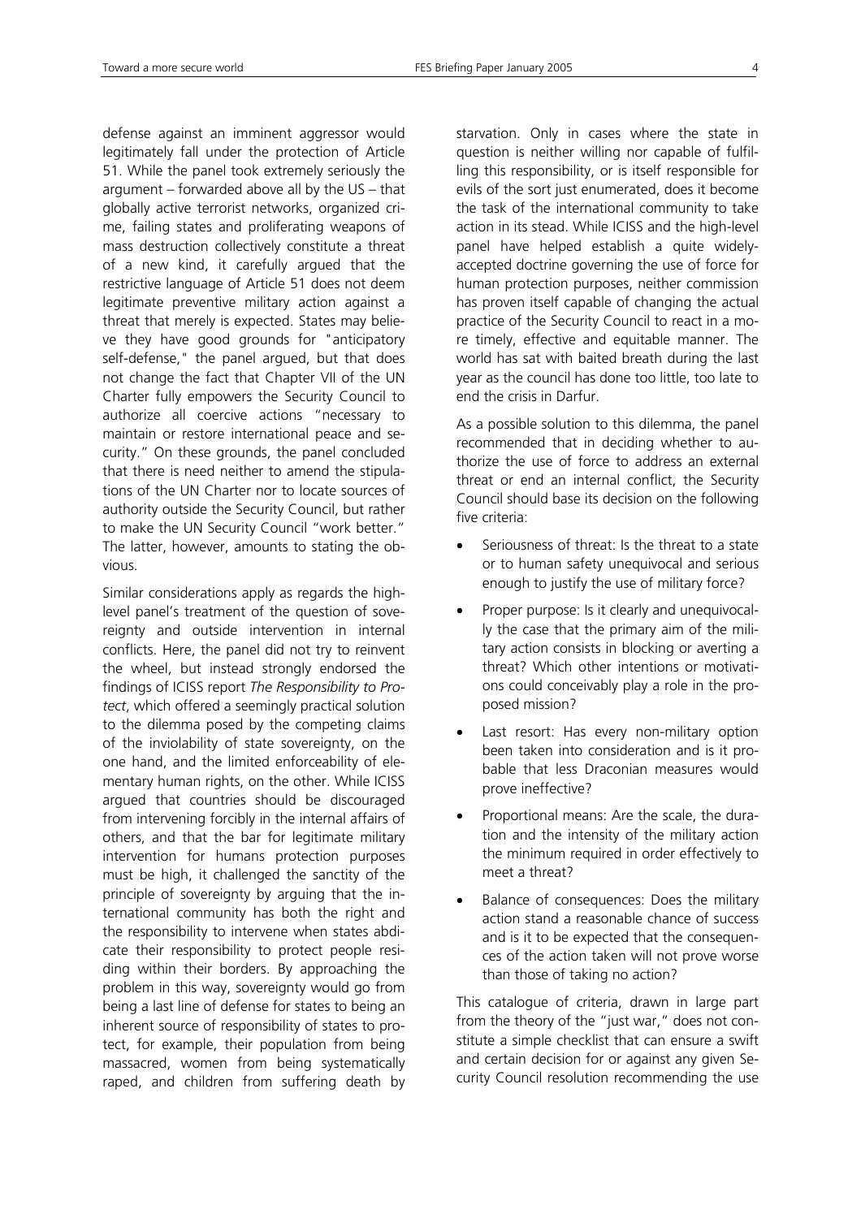defense against an imminent aggressor would legitimately fall under the protection of Article 51. While the panel took extremely seriously the argument – forwarded above all by the US – that globally active terrorist networks, organized crime, failing states and proliferating weapons of mass destruction collectively constitute a threat of a new kind, it carefully argued that the restrictive language of Article 51 does not deem legitimate preventive military action against a threat that merely is expected. States may believe they have good grounds for "anticipatory self-defense," the panel argued, but that does not change the fact that Chapter VII of the UN Charter fully empowers the Security Council to authorize all coercive actions "necessary to maintain or restore international peace and security." On these grounds, the panel concluded that there is need neither to amend the stipulations of the UN Charter nor to locate sources of authority outside the Security Council, but rather to make the UN Security Council "work better." The latter, however, amounts to stating the obvious.

Similar considerations apply as regards the high-level panel's treatment of the question of sovereignty and outside intervention in internal conflicts. Here, the panel did not try to reinvent the wheel, but instead strongly endorsed the findings of ICISS report *The Responsibility to Protect*, which offered a seemingly practical solution to the dilemma posed by the competing claims of the inviolability of state sovereignty, on the one hand, and the limited enforceability of elementary human rights, on the other. While ICISS argued that countries should be discouraged from intervening forcibly in the internal affairs of others, and that the bar for legitimate military intervention for humans protection purposes must be high, it challenged the sanctity of the principle of sovereignty by arguing that the international community has both the right and the responsibility to intervene when states abdicate their responsibility to protect people residing within their borders. By approaching the problem in this way, sovereignty would go from being a last line of defense for states to being an inherent source of responsibility of states to protect, for example, their population from being massacred, women from being systematically raped, and children from suffering death by starvation. Only in cases where the state in question is neither willing nor capable of fulfilling this responsibility, or is itself responsible for evils of the sort just enumerated, does it become the task of the international community to take action in its stead. While ICISS and the high-level panel have helped establish a quite widely-accepted doctrine governing the use of force for human protection purposes, neither commission has proven itself capable of changing the actual practice of the Security Council to react in a more timely, effective and equitable manner. The world has sat with baited breath during the last year as the council has done too little, too late to end the crisis in Darfur.

As a possible solution to this dilemma, the panel recommended that in deciding whether to authorize the use of force to address an external threat or end an internal conflict, the Security Council should base its decision on the following five criteria:

- Seriousness of threat: Is the threat to a state or to human safety unequivocal and serious enough to justify the use of military force?
- Proper purpose: Is it clearly and unequivocally the case that the primary aim of the military action consists in blocking or averting a threat? Which other intentions or motivations could conceivably play a role in the proposed mission?
- Last resort: Has every non-military option been taken into consideration and is it probable that less Draconian measures would prove ineffective?
- Proportional means: Are the scale, the duration and the intensity of the military action the minimum required in order effectively to meet a threat?
- Balance of consequences: Does the military action stand a reasonable chance of success and is it to be expected that the consequences of the action taken will not prove worse than those of taking no action?

This catalogue of criteria, drawn in large part from the theory of the "just war," does not constitute a simple checklist that can ensure a swift and certain decision for or against any given Security Council resolution recommending the use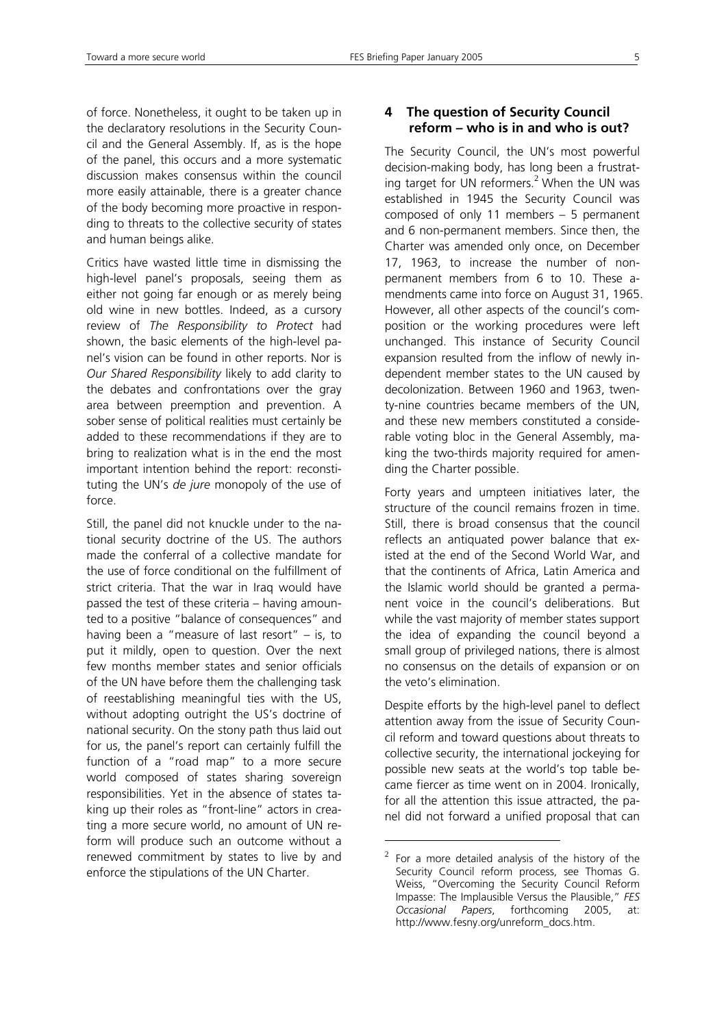of force. Nonetheless, it ought to be taken up in the declaratory resolutions in the Security Council and the General Assembly. If, as is the hope of the panel, this occurs and a more systematic discussion makes consensus within the council more easily attainable, there is a greater chance of the body becoming more proactive in responding to threats to the collective security of states and human beings alike.

Critics have wasted little time in dismissing the high-level panel's proposals, seeing them as either not going far enough or as merely being old wine in new bottles. Indeed, as a cursory review of *The Responsibility to Protect* had shown, the basic elements of the high-level panel's vision can be found in other reports. Nor is *Our Shared Responsibility* likely to add clarity to the debates and confrontations over the gray area between preemption and prevention. A sober sense of political realities must certainly be added to these recommendations if they are to bring to realization what is in the end the most important intention behind the report: reconstituting the UN's *de jure* monopoly of the use of force.

Still, the panel did not knuckle under to the national security doctrine of the US. The authors made the conferral of a collective mandate for the use of force conditional on the fulfillment of strict criteria. That the war in Iraq would have passed the test of these criteria – having amounted to a positive "balance of consequences" and having been a "measure of last resort" – is, to put it mildly, open to question. Over the next few months member states and senior officials of the UN have before them the challenging task of reestablishing meaningful ties with the US, without adopting outright the US's doctrine of national security. On the stony path thus laid out for us, the panel's report can certainly fulfill the function of a "road map" to a more secure world composed of states sharing sovereign responsibilities. Yet in the absence of states taking up their roles as "front-line" actors in creating a more secure world, no amount of UN reform will produce such an outcome without a renewed commitment by states to live by and enforce the stipulations of the UN Charter.

## 4 The question of Security Council reform – who is in and who is out?

The Security Council, the UN's most powerful decision-making body, has long been a frustrating target for UN reformers.[2] When the UN was established in 1945 the Security Council was composed of only 11 members – 5 permanent and 6 non-permanent members. Since then, the Charter was amended only once, on December 17, 1963, to increase the number of non-permanent members from 6 to 10. These amendments came into force on August 31, 1965. However, all other aspects of the council's composition or the working procedures were left unchanged. This instance of Security Council expansion resulted from the inflow of newly independent member states to the UN caused by decolonization. Between 1960 and 1963, twenty-nine countries became members of the UN, and these new members constituted a considerable voting bloc in the General Assembly, making the two-thirds majority required for amending the Charter possible.

Forty years and umpteen initiatives later, the structure of the council remains frozen in time. Still, there is broad consensus that the council reflects an antiquated power balance that existed at the end of the Second World War, and that the continents of Africa, Latin America and the Islamic world should be granted a permanent voice in the council's deliberations. But while the vast majority of member states support the idea of expanding the council beyond a small group of privileged nations, there is almost no consensus on the details of expansion or on the veto's elimination.

Despite efforts by the high-level panel to deflect attention away from the issue of Security Council reform and toward questions about threats to collective security, the international jockeying for possible new seats at the world's top table became fiercer as time went on in 2004. Ironically, for all the attention this issue attracted, the panel did not forward a unified proposal that can

[2] For a more detailed analysis of the history of the Security Council reform process, see Thomas G. Weiss, "Overcoming the Security Council Reform Impasse: The Implausible Versus the Plausible," *FES Occasional Papers*, forthcoming 2005, at: http://www.fesny.org/unreform_docs.htm.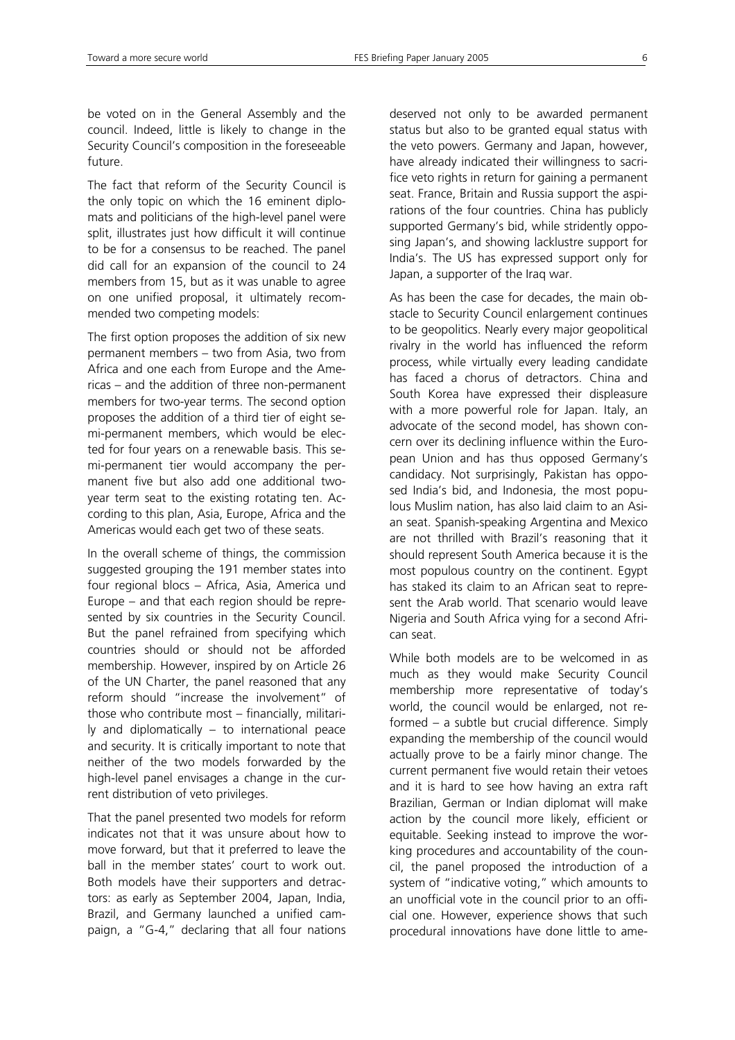be voted on in the General Assembly and the council. Indeed, little is likely to change in the Security Council's composition in the foreseeable future.

The fact that reform of the Security Council is the only topic on which the 16 eminent diplomats and politicians of the high-level panel were split, illustrates just how difficult it will continue to be for a consensus to be reached. The panel did call for an expansion of the council to 24 members from 15, but as it was unable to agree on one unified proposal, it ultimately recommended two competing models:

The first option proposes the addition of six new permanent members – two from Asia, two from Africa and one each from Europe and the Americas – and the addition of three non-permanent members for two-year terms. The second option proposes the addition of a third tier of eight semi-permanent members, which would be elected for four years on a renewable basis. This semi-permanent tier would accompany the permanent five but also add one additional two-year term seat to the existing rotating ten. According to this plan, Asia, Europe, Africa and the Americas would each get two of these seats.

In the overall scheme of things, the commission suggested grouping the 191 member states into four regional blocs – Africa, Asia, America und Europe – and that each region should be represented by six countries in the Security Council. But the panel refrained from specifying which countries should or should not be afforded membership. However, inspired by on Article 26 of the UN Charter, the panel reasoned that any reform should "increase the involvement" of those who contribute most – financially, militarily and diplomatically – to international peace and security. It is critically important to note that neither of the two models forwarded by the high-level panel envisages a change in the current distribution of veto privileges.

That the panel presented two models for reform indicates not that it was unsure about how to move forward, but that it preferred to leave the ball in the member states' court to work out. Both models have their supporters and detractors: as early as September 2004, Japan, India, Brazil, and Germany launched a unified campaign, a "G-4," declaring that all four nations deserved not only to be awarded permanent status but also to be granted equal status with the veto powers. Germany and Japan, however, have already indicated their willingness to sacrifice veto rights in return for gaining a permanent seat. France, Britain and Russia support the aspirations of the four countries. China has publicly supported Germany's bid, while stridently opposing Japan's, and showing lacklustre support for India's. The US has expressed support only for Japan, a supporter of the Iraq war.

As has been the case for decades, the main obstacle to Security Council enlargement continues to be geopolitics. Nearly every major geopolitical rivalry in the world has influenced the reform process, while virtually every leading candidate has faced a chorus of detractors. China and South Korea have expressed their displeasure with a more powerful role for Japan. Italy, an advocate of the second model, has shown concern over its declining influence within the European Union and has thus opposed Germany's candidacy. Not surprisingly, Pakistan has opposed India's bid, and Indonesia, the most populous Muslim nation, has also laid claim to an Asian seat. Spanish-speaking Argentina and Mexico are not thrilled with Brazil's reasoning that it should represent South America because it is the most populous country on the continent. Egypt has staked its claim to an African seat to represent the Arab world. That scenario would leave Nigeria and South Africa vying for a second African seat.

While both models are to be welcomed in as much as they would make Security Council membership more representative of today's world, the council would be enlarged, not reformed – a subtle but crucial difference. Simply expanding the membership of the council would actually prove to be a fairly minor change. The current permanent five would retain their vetoes and it is hard to see how having an extra raft Brazilian, German or Indian diplomat will make action by the council more likely, efficient or equitable. Seeking instead to improve the working procedures and accountability of the council, the panel proposed the introduction of a system of "indicative voting," which amounts to an unofficial vote in the council prior to an official one. However, experience shows that such procedural innovations have done little to ame-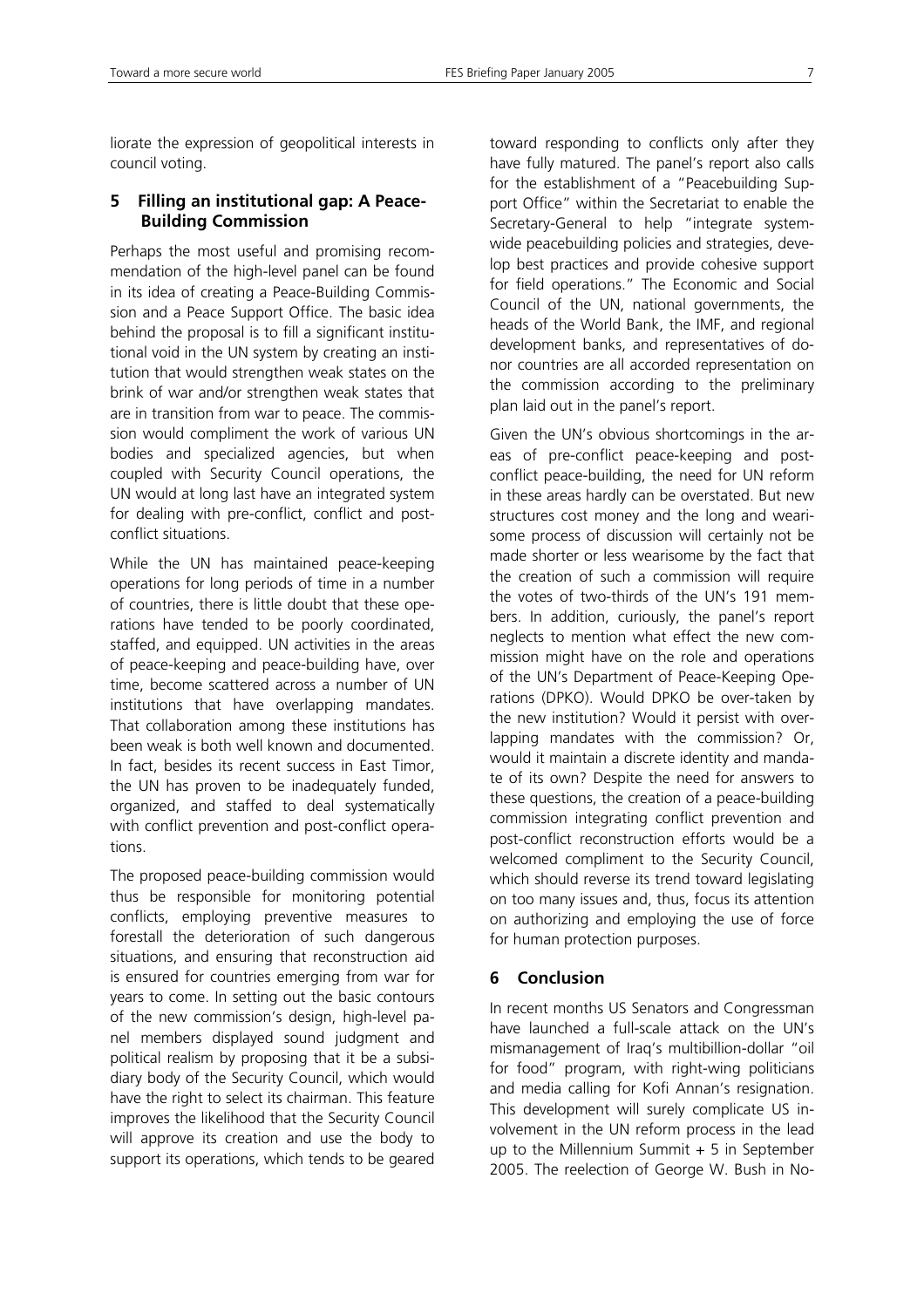liorate the expression of geopolitical interests in council voting.

## 5 Filling an institutional gap: A Peace-Building Commission

Perhaps the most useful and promising recommendation of the high-level panel can be found in its idea of creating a Peace-Building Commission and a Peace Support Office. The basic idea behind the proposal is to fill a significant institutional void in the UN system by creating an institution that would strengthen weak states on the brink of war and/or strengthen weak states that are in transition from war to peace. The commission would compliment the work of various UN bodies and specialized agencies, but when coupled with Security Council operations, the UN would at long last have an integrated system for dealing with pre-conflict, conflict and post-conflict situations.

While the UN has maintained peace-keeping operations for long periods of time in a number of countries, there is little doubt that these operations have tended to be poorly coordinated, staffed, and equipped. UN activities in the areas of peace-keeping and peace-building have, over time, become scattered across a number of UN institutions that have overlapping mandates. That collaboration among these institutions has been weak is both well known and documented. In fact, besides its recent success in East Timor, the UN has proven to be inadequately funded, organized, and staffed to deal systematically with conflict prevention and post-conflict operations.

The proposed peace-building commission would thus be responsible for monitoring potential conflicts, employing preventive measures to forestall the deterioration of such dangerous situations, and ensuring that reconstruction aid is ensured for countries emerging from war for years to come. In setting out the basic contours of the new commission's design, high-level panel members displayed sound judgment and political realism by proposing that it be a subsidiary body of the Security Council, which would have the right to select its chairman. This feature improves the likelihood that the Security Council will approve its creation and use the body to support its operations, which tends to be geared toward responding to conflicts only after they have fully matured. The panel's report also calls for the establishment of a "Peacebuilding Support Office" within the Secretariat to enable the Secretary-General to help "integrate system-wide peacebuilding policies and strategies, develop best practices and provide cohesive support for field operations." The Economic and Social Council of the UN, national governments, the heads of the World Bank, the IMF, and regional development banks, and representatives of donor countries are all accorded representation on the commission according to the preliminary plan laid out in the panel's report.

Given the UN's obvious shortcomings in the areas of pre-conflict peace-keeping and post-conflict peace-building, the need for UN reform in these areas hardly can be overstated. But new structures cost money and the long and wearisome process of discussion will certainly not be made shorter or less wearisome by the fact that the creation of such a commission will require the votes of two-thirds of the UN's 191 members. In addition, curiously, the panel's report neglects to mention what effect the new commission might have on the role and operations of the UN's Department of Peace-Keeping Operations (DPKO). Would DPKO be over-taken by the new institution? Would it persist with overlapping mandates with the commission? Or, would it maintain a discrete identity and mandate of its own? Despite the need for answers to these questions, the creation of a peace-building commission integrating conflict prevention and post-conflict reconstruction efforts would be a welcomed compliment to the Security Council, which should reverse its trend toward legislating on too many issues and, thus, focus its attention on authorizing and employing the use of force for human protection purposes.

## 6 Conclusion

In recent months US Senators and Congressman have launched a full-scale attack on the UN's mismanagement of Iraq's multibillion-dollar "oil for food" program, with right-wing politicians and media calling for Kofi Annan's resignation. This development will surely complicate US involvement in the UN reform process in the lead up to the Millennium Summit + 5 in September 2005. The reelection of George W. Bush in No-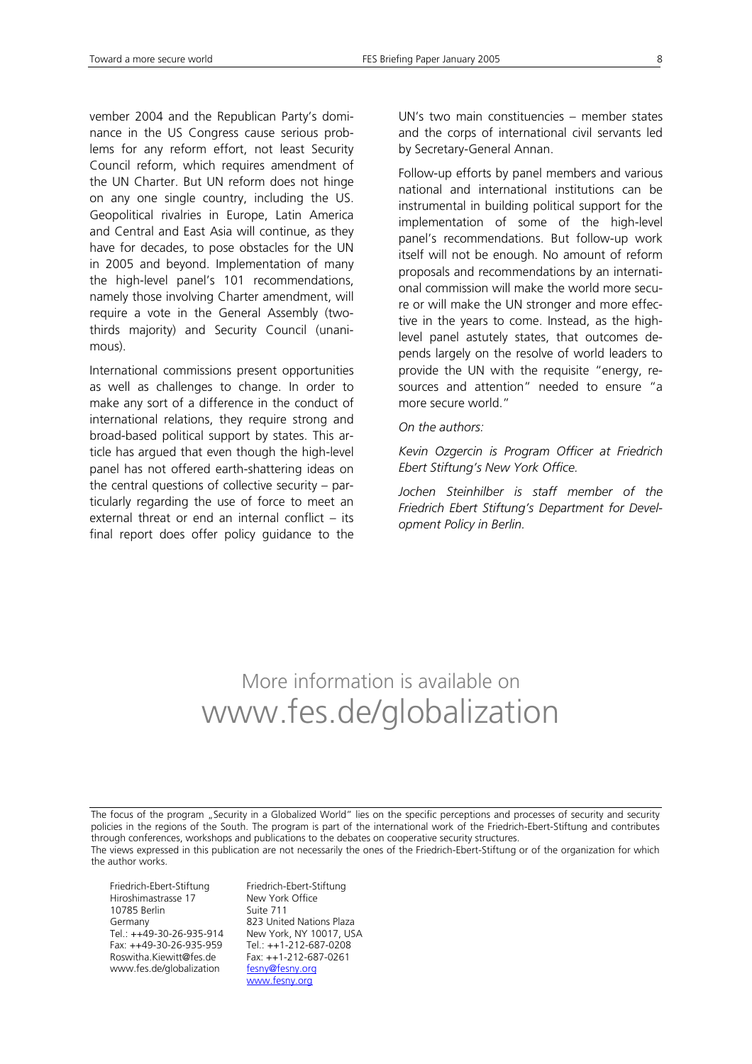vember 2004 and the Republican Party's dominance in the US Congress cause serious problems for any reform effort, not least Security Council reform, which requires amendment of the UN Charter. But UN reform does not hinge on any one single country, including the US. Geopolitical rivalries in Europe, Latin America and Central and East Asia will continue, as they have for decades, to pose obstacles for the UN in 2005 and beyond. Implementation of many the high-level panel's 101 recommendations, namely those involving Charter amendment, will require a vote in the General Assembly (two-thirds majority) and Security Council (unanimous).

International commissions present opportunities as well as challenges to change. In order to make any sort of a difference in the conduct of international relations, they require strong and broad-based political support by states. This article has argued that even though the high-level panel has not offered earth-shattering ideas on the central questions of collective security – particularly regarding the use of force to meet an external threat or end an internal conflict – its final report does offer policy guidance to the UN's two main constituencies – member states and the corps of international civil servants led by Secretary-General Annan.

Follow-up efforts by panel members and various national and international institutions can be instrumental in building political support for the implementation of some of the high-level panel's recommendations. But follow-up work itself will not be enough. No amount of reform proposals and recommendations by an international commission will make the world more secure or will make the UN stronger and more effective in the years to come. Instead, as the high-level panel astutely states, that outcomes depends largely on the resolve of world leaders to provide the UN with the requisite "energy, resources and attention" needed to ensure "a more secure world."

*On the authors:*

*Kevin Ozgercin is Program Officer at Friedrich Ebert Stiftung's New York Office.*

*Jochen Steinhilber is staff member of the Friedrich Ebert Stiftung's Department for Development Policy in Berlin.*

More information is available on
www.fes.de/globalization

The focus of the program „Security in a Globalized World" lies on the specific perceptions and processes of security and security policies in the regions of the South. The program is part of the international work of the Friedrich-Ebert-Stiftung and contributes through conferences, workshops and publications to the debates on cooperative security structures.
The views expressed in this publication are not necessarily the ones of the Friedrich-Ebert-Stiftung or of the organization for which the author works.

Friedrich-Ebert-Stiftung
Hiroshimastrasse 17
10785 Berlin
Germany
Tel.: ++49-30-26-935-914
Fax: ++49-30-26-935-959
Roswitha.Kiewitt@fes.de
www.fes.de/globalization

Friedrich-Ebert-Stiftung
New York Office
Suite 711
823 United Nations Plaza
New York, NY 10017, USA
Tel.: ++1-212-687-0208
Fax: ++1-212-687-0261
fesny@fesny.org
www.fesny.org